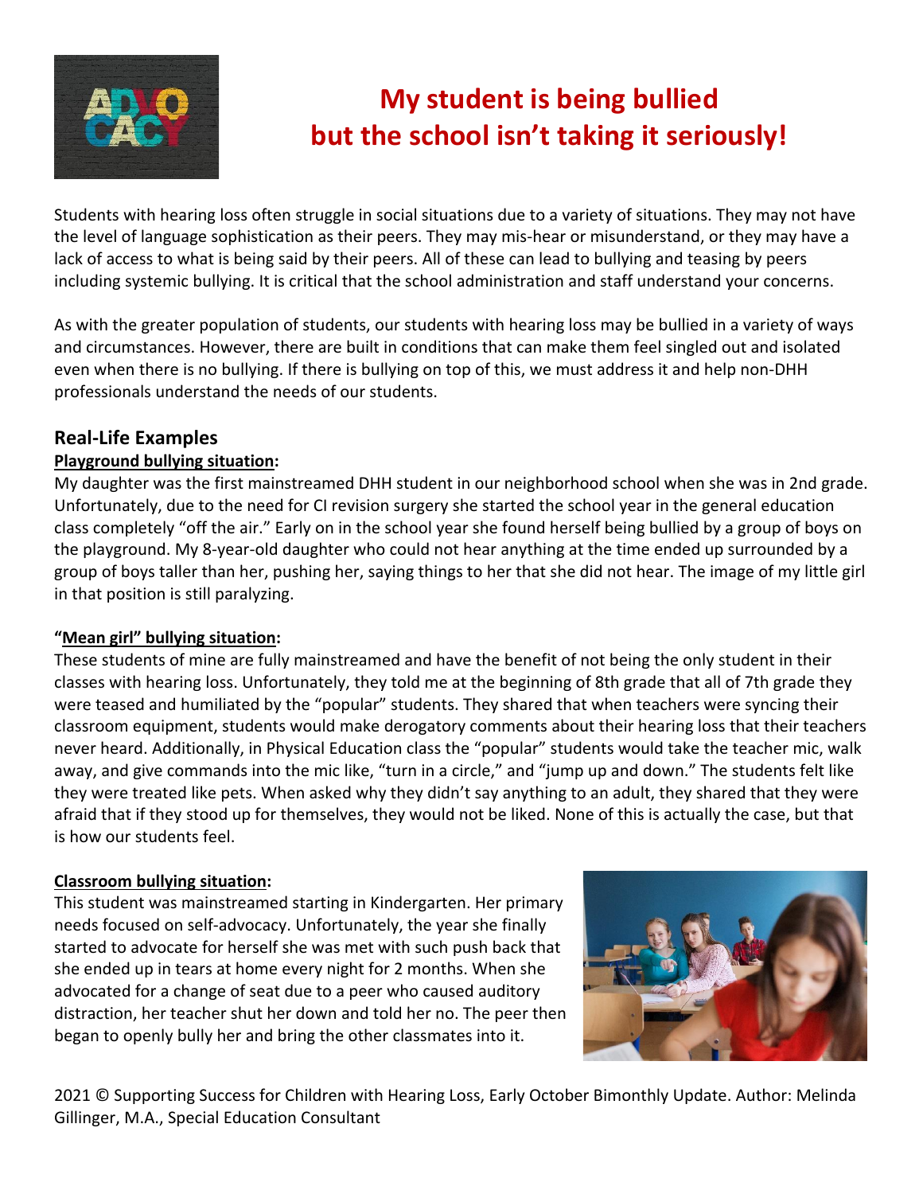# My student is being bullied but the school isn't taking it seriously!

Students with hearing loss often struggle in social situations due to a variety of situations. They may not have the level of language sophistication as their peers. They may mis-hear or misunderstand, or they may have a lack of access to what is being said by their peers. All of these can lead to bullying and teasing by peers including systemic bullying. It is critical that the school administration and staff understand your concerns.

As with the greater population of students, our students with hearing loss may be bullied in a variety of ways and circumstances. However, there are built in conditions that can make them feel singled out and isolated even when there is no bullying. If there is bullying on top of this, we must address it and help non-DHH professionals understand the needs of our students.

## Real-Life Examples

**Playground bullying situation:**

My daughter was the first mainstreamed DHH student in our neighborhood school when she was in 2nd grade. Unfortunately, due to the need for CI revision surgery she started the school year in the general education class completely "off the air." Early on in the school year she found herself being bullied by a group of boys on the playground. My 8-year-old daughter who could not hear anything at the time ended up surrounded by a group of boys taller than her, pushing her, saying things to her that she did not hear. The image of my little girl in that position is still paralyzing.

**"Mean girl" bullying situation:**

These students of mine are fully mainstreamed and have the benefit of not being the only student in their classes with hearing loss. Unfortunately, they told me at the beginning of 8th grade that all of 7th grade they were teased and humiliated by the "popular" students. They shared that when teachers were syncing their classroom equipment, students would make derogatory comments about their hearing loss that their teachers never heard. Additionally, in Physical Education class the "popular" students would take the teacher mic, walk away, and give commands into the mic like, "turn in a circle," and "jump up and down." The students felt like they were treated like pets. When asked why they didn't say anything to an adult, they shared that they were afraid that if they stood up for themselves, they would not be liked. None of this is actually the case, but that is how our students feel.

**Classroom bullying situation:**

This student was mainstreamed starting in Kindergarten. Her primary needs focused on self-advocacy. Unfortunately, the year she finally started to advocate for herself she was met with such push back that she ended up in tears at home every night for 2 months. When she advocated for a change of seat due to a peer who caused auditory distraction, her teacher shut her down and told her no. The peer then began to openly bully her and bring the other classmates into it.

2021 © Supporting Success for Children with Hearing Loss, Early October Bimonthly Update. Author: Melinda Gillinger, M.A., Special Education Consultant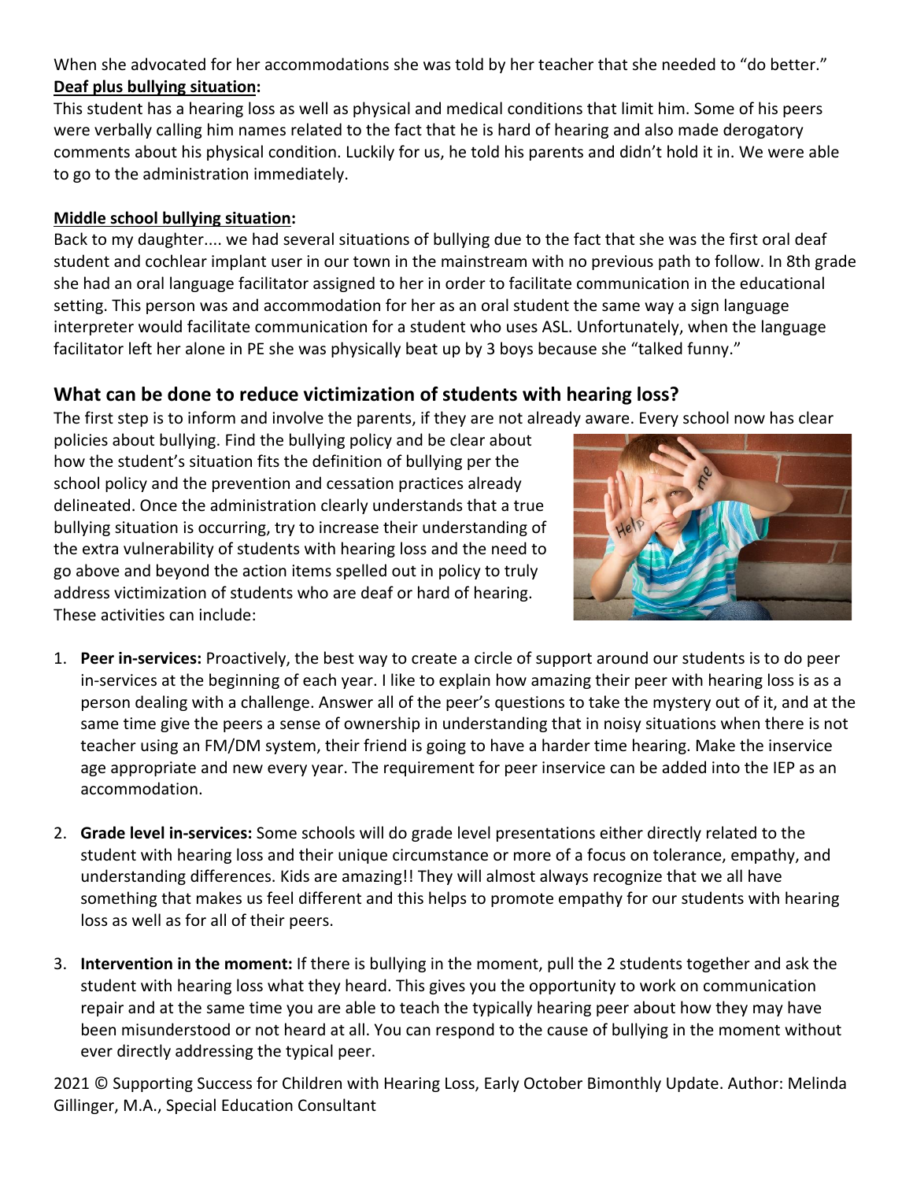When she advocated for her accommodations she was told by her teacher that she needed to "do better."

**Deaf plus bullying situation:**

This student has a hearing loss as well as physical and medical conditions that limit him. Some of his peers were verbally calling him names related to the fact that he is hard of hearing and also made derogatory comments about his physical condition. Luckily for us, he told his parents and didn't hold it in. We were able to go to the administration immediately.

**Middle school bullying situation:**

Back to my daughter.... we had several situations of bullying due to the fact that she was the first oral deaf student and cochlear implant user in our town in the mainstream with no previous path to follow. In 8th grade she had an oral language facilitator assigned to her in order to facilitate communication in the educational setting. This person was and accommodation for her as an oral student the same way a sign language interpreter would facilitate communication for a student who uses ASL. Unfortunately, when the language facilitator left her alone in PE she was physically beat up by 3 boys because she "talked funny."

## What can be done to reduce victimization of students with hearing loss?

The first step is to inform and involve the parents, if they are not already aware. Every school now has clear policies about bullying. Find the bullying policy and be clear about how the student's situation fits the definition of bullying per the school policy and the prevention and cessation practices already delineated. Once the administration clearly understands that a true bullying situation is occurring, try to increase their understanding of the extra vulnerability of students with hearing loss and the need to go above and beyond the action items spelled out in policy to truly address victimization of students who are deaf or hard of hearing. These activities can include:

1. **Peer in-services:** Proactively, the best way to create a circle of support around our students is to do peer in-services at the beginning of each year. I like to explain how amazing their peer with hearing loss is as a person dealing with a challenge. Answer all of the peer's questions to take the mystery out of it, and at the same time give the peers a sense of ownership in understanding that in noisy situations when there is not teacher using an FM/DM system, their friend is going to have a harder time hearing. Make the inservice age appropriate and new every year. The requirement for peer inservice can be added into the IEP as an accommodation.

2. **Grade level in-services:** Some schools will do grade level presentations either directly related to the student with hearing loss and their unique circumstance or more of a focus on tolerance, empathy, and understanding differences. Kids are amazing!! They will almost always recognize that we all have something that makes us feel different and this helps to promote empathy for our students with hearing loss as well as for all of their peers.

3. **Intervention in the moment:** If there is bullying in the moment, pull the 2 students together and ask the student with hearing loss what they heard. This gives you the opportunity to work on communication repair and at the same time you are able to teach the typically hearing peer about how they may have been misunderstood or not heard at all. You can respond to the cause of bullying in the moment without ever directly addressing the typical peer.

2021 © Supporting Success for Children with Hearing Loss, Early October Bimonthly Update. Author: Melinda Gillinger, M.A., Special Education Consultant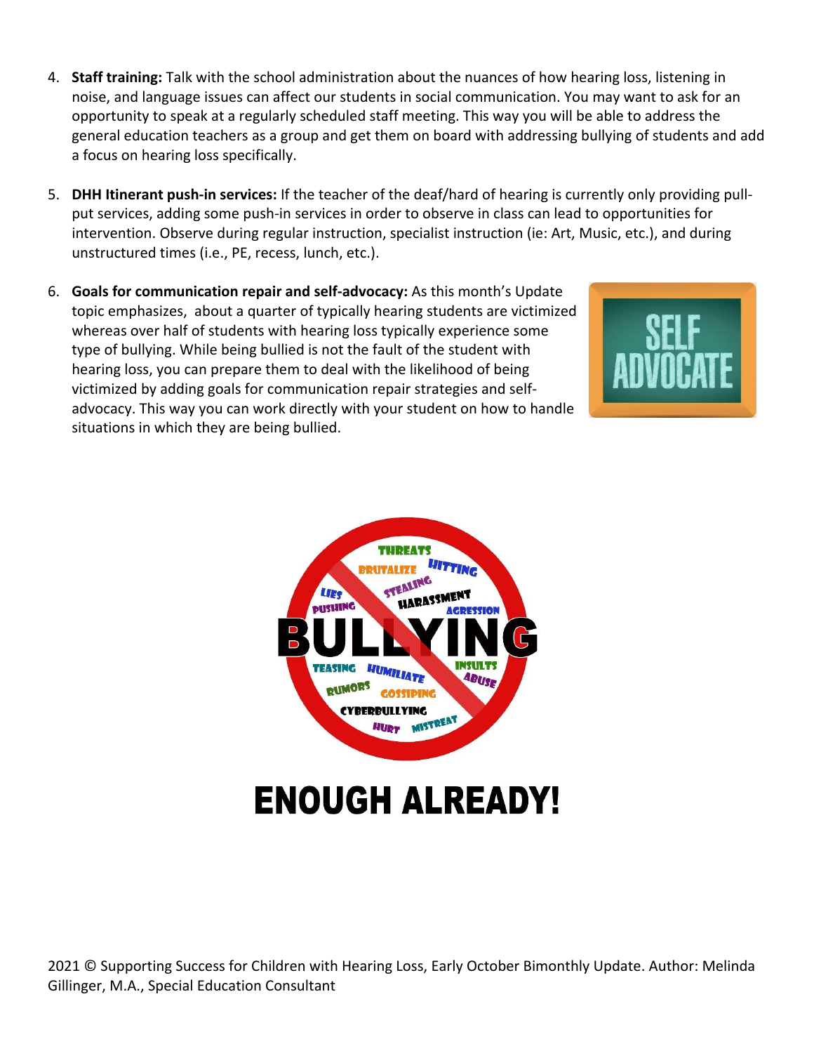4. **Staff training:** Talk with the school administration about the nuances of how hearing loss, listening in noise, and language issues can affect our students in social communication. You may want to ask for an opportunity to speak at a regularly scheduled staff meeting. This way you will be able to address the general education teachers as a group and get them on board with addressing bullying of students and add a focus on hearing loss specifically.

5. **DHH Itinerant push-in services:** If the teacher of the deaf/hard of hearing is currently only providing pull-put services, adding some push-in services in order to observe in class can lead to opportunities for intervention. Observe during regular instruction, specialist instruction (ie: Art, Music, etc.), and during unstructured times (i.e., PE, recess, lunch, etc.).

6. **Goals for communication repair and self-advocacy:** As this month's Update topic emphasizes, about a quarter of typically hearing students are victimized whereas over half of students with hearing loss typically experience some type of bullying. While being bullied is not the fault of the student with hearing loss, you can prepare them to deal with the likelihood of being victimized by adding goals for communication repair strategies and self-advocacy. This way you can work directly with your student on how to handle situations in which they are being bullied.

SELF ADVOCATE

BULLYING

ENOUGH ALREADY!

2021 © Supporting Success for Children with Hearing Loss, Early October Bimonthly Update. Author: Melinda Gillinger, M.A., Special Education Consultant